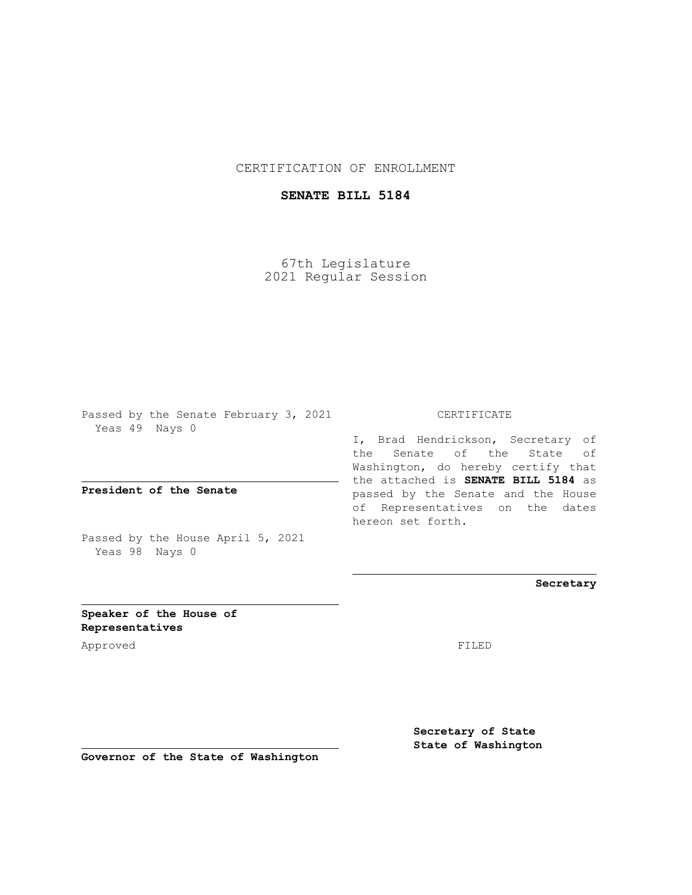CERTIFICATION OF ENROLLMENT

**SENATE BILL 5184**

67th Legislature
2021 Regular Session

Passed by the Senate February 3, 2021
Yeas 49 Nays 0

**President of the Senate**

Passed by the House April 5, 2021
Yeas 98 Nays 0

**Speaker of the House of Representatives**

Approved

**Governor of the State of Washington**

CERTIFICATE

I, Brad Hendrickson, Secretary of the Senate of the State of Washington, do hereby certify that the attached is **SENATE BILL 5184** as passed by the Senate and the House of Representatives on the dates hereon set forth.

**Secretary**

FILED

**Secretary of State**
**State of Washington**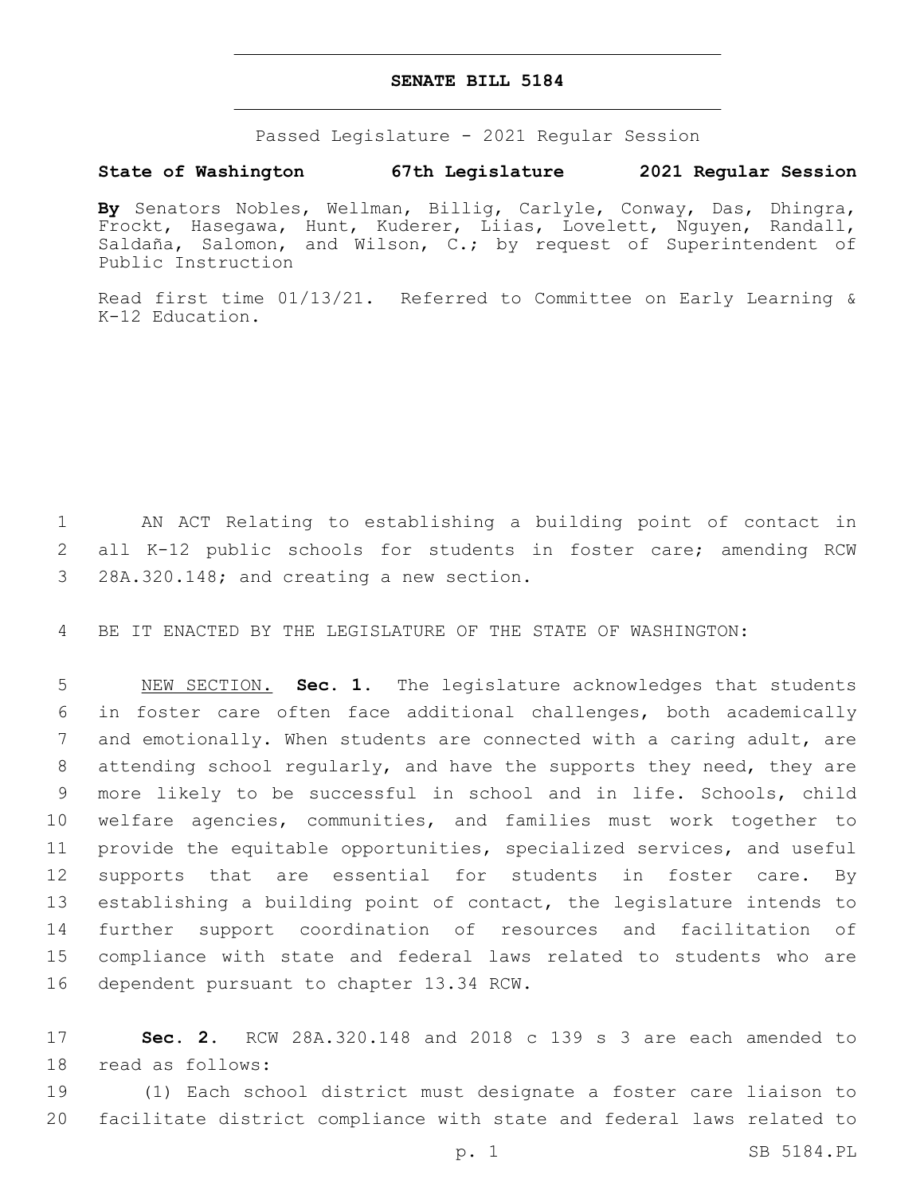# SENATE BILL 5184

Passed Legislature - 2021 Regular Session

**State of Washington 67th Legislature 2021 Regular Session**

**By** Senators Nobles, Wellman, Billig, Carlyle, Conway, Das, Dhingra, Frockt, Hasegawa, Hunt, Kuderer, Liias, Lovelett, Nguyen, Randall, Saldaña, Salomon, and Wilson, C.; by request of Superintendent of Public Instruction

Read first time 01/13/21. Referred to Committee on Early Learning & K-12 Education.

AN ACT Relating to establishing a building point of contact in all K-12 public schools for students in foster care; amending RCW 28A.320.148; and creating a new section.

BE IT ENACTED BY THE LEGISLATURE OF THE STATE OF WASHINGTON:

NEW SECTION. **Sec. 1.** The legislature acknowledges that students in foster care often face additional challenges, both academically and emotionally. When students are connected with a caring adult, are attending school regularly, and have the supports they need, they are more likely to be successful in school and in life. Schools, child welfare agencies, communities, and families must work together to provide the equitable opportunities, specialized services, and useful supports that are essential for students in foster care. By establishing a building point of contact, the legislature intends to further support coordination of resources and facilitation of compliance with state and federal laws related to students who are dependent pursuant to chapter 13.34 RCW.

**Sec. 2.** RCW 28A.320.148 and 2018 c 139 s 3 are each amended to read as follows:

(1) Each school district must designate a foster care liaison to facilitate district compliance with state and federal laws related to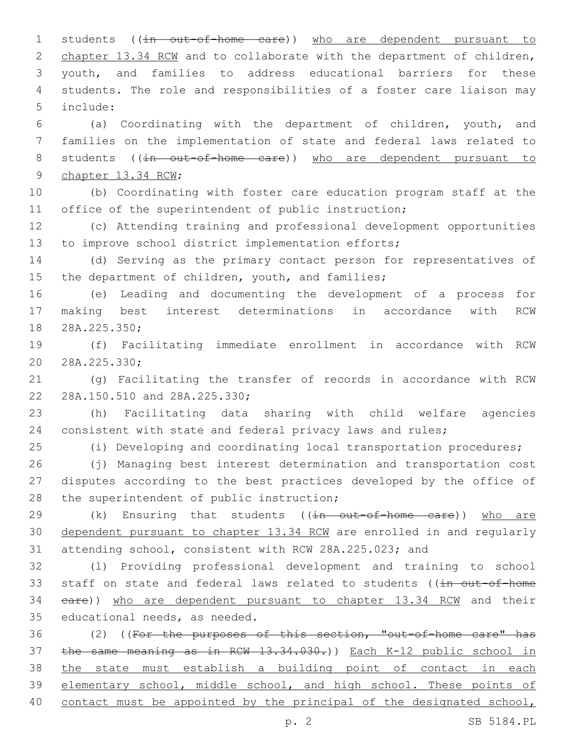students ((~~in out-of-home care~~)) <u>who are dependent pursuant to chapter 13.34 RCW</u> and to collaborate with the department of children, youth, and families to address educational barriers for these students. The role and responsibilities of a foster care liaison may include:

(a) Coordinating with the department of children, youth, and families on the implementation of state and federal laws related to students ((~~in out-of-home care~~)) <u>who are dependent pursuant to chapter 13.34 RCW</u>;

(b) Coordinating with foster care education program staff at the office of the superintendent of public instruction;

(c) Attending training and professional development opportunities to improve school district implementation efforts;

(d) Serving as the primary contact person for representatives of the department of children, youth, and families;

(e) Leading and documenting the development of a process for making best interest determinations in accordance with RCW 28A.225.350;

(f) Facilitating immediate enrollment in accordance with RCW 28A.225.330;

(g) Facilitating the transfer of records in accordance with RCW 28A.150.510 and 28A.225.330;

(h) Facilitating data sharing with child welfare agencies consistent with state and federal privacy laws and rules;

(i) Developing and coordinating local transportation procedures;

(j) Managing best interest determination and transportation cost disputes according to the best practices developed by the office of the superintendent of public instruction;

(k) Ensuring that students ((~~in out-of-home care~~)) <u>who are dependent pursuant to chapter 13.34 RCW</u> are enrolled in and regularly attending school, consistent with RCW 28A.225.023; and

(l) Providing professional development and training to school staff on state and federal laws related to students ((~~in out-of-home care~~)) <u>who are dependent pursuant to chapter 13.34 RCW</u> and their educational needs, as needed.

(2) ((~~For the purposes of this section, "out-of-home care" has the same meaning as in RCW 13.34.030.~~)) <u>Each K-12 public school in the state must establish a building point of contact in each elementary school, middle school, and high school. These points of contact must be appointed by the principal of the designated school,</u>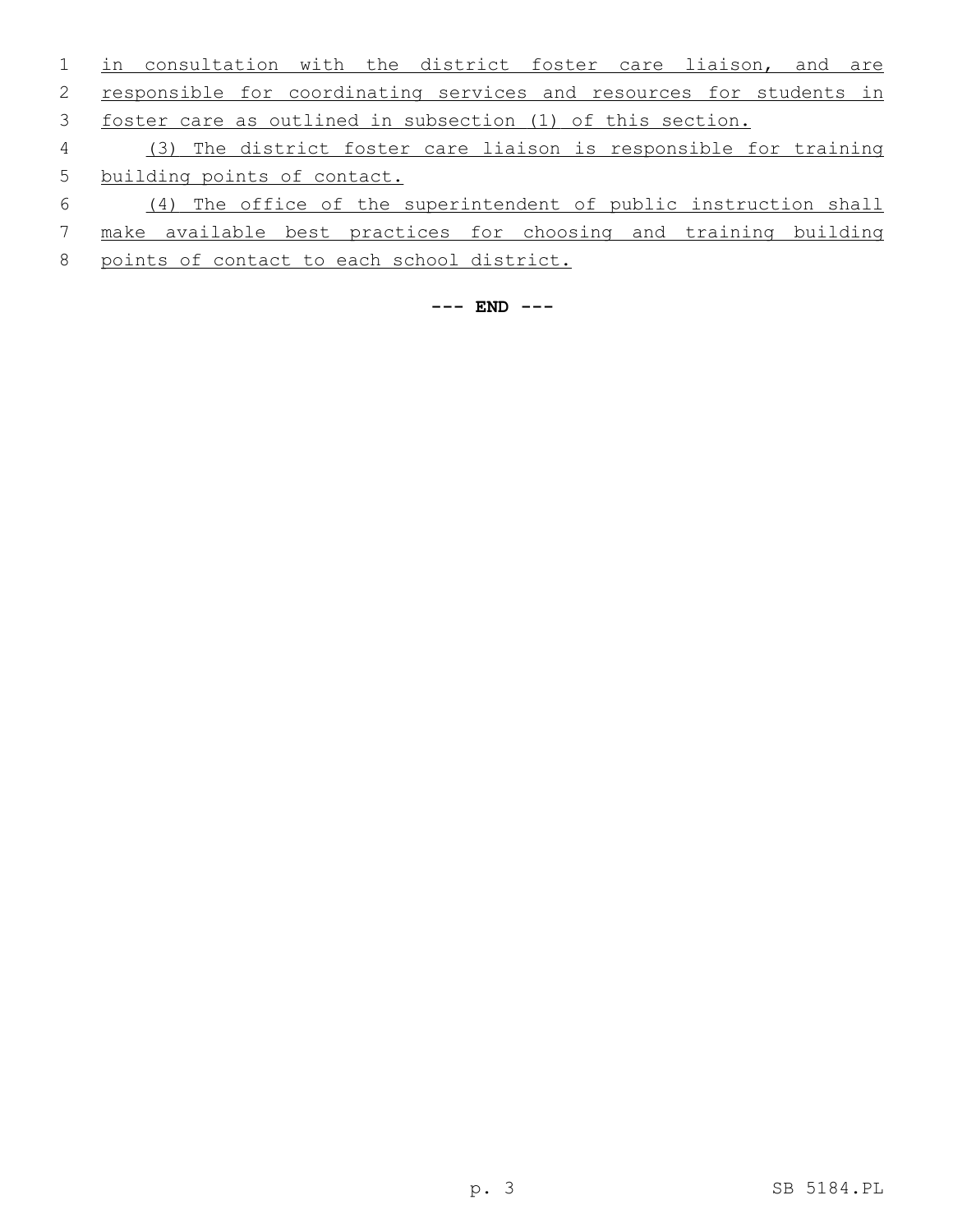in consultation with the district foster care liaison, and are responsible for coordinating services and resources for students in foster care as outlined in subsection (1) of this section.

(3) The district foster care liaison is responsible for training building points of contact.

(4) The office of the superintendent of public instruction shall make available best practices for choosing and training building points of contact to each school district.

**--- END ---**